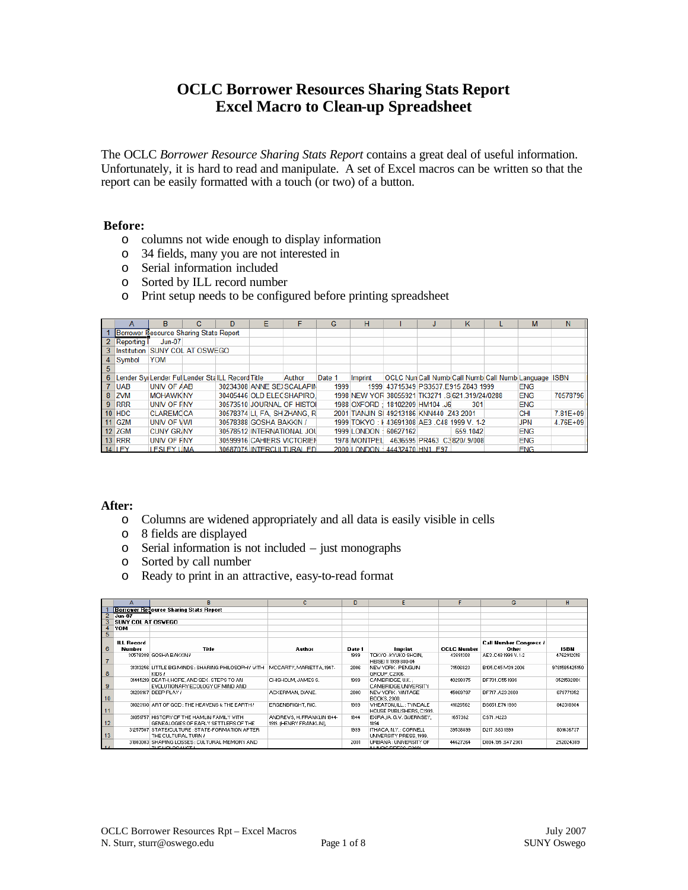# OCLC Borrower Resources Sharing Stats Report
# Excel Macro to Clean-up Spreadsheet

The OCLC *Borrower Resource Sharing Stats Report* contains a great deal of useful information. Unfortunately, it is hard to read and manipulate. A set of Excel macros can be written so that the report can be easily formatted with a touch (or two) of a button.

**Before:**

- columns not wide enough to display information
- 34 fields, many you are not interested in
- Serial information included
- Sorted by ILL record number
- Print setup needs to be configured before printing spreadsheet

| | A | B | C | D | E | F | G | H | I | J | K | L | M | N |
|---|---|---|---|---|---|---|---|---|---|---|---|---|---|---|
| 1 | Borrower Resource Sharing Stats Report | | | | | | | | | | | | | |
| 2 | Reporting I | Jun-07 | | | | | | | | | | | | |
| 3 | Institution | SUNY COL AT OSWEGO | | | | | | | | | | | | |
| 4 | Symbol | YOM | | | | | | | | | | | | |
| 5 | | | | | | | | | | | | | | |
| 6 | Lender Syr | Lender Ful | Lender Sta | ILL Record | Title | Author | Date 1 | Imprint | OCLC Num | Call Numb | Call Numb | Call Numb | Language | ISBN |
| 7 | UAB | UNIV OF AAB | | 30234308 | ANNE SEX | SCALAPIN | 1999 | 1999 | 43715349 | PS3537.E915 Z843 1999 | | | ENG | |
| 8 | ZVM | MOHAWK | NY | 30405446 | OLD ELEC | SHAPIRO, | 1998 | NEW YOR | 38055921 | TK3271 .S | 621.319/24/0288 | | ENG | 70578796 |
| 9 | RRR | UNIV OF R | NY | 30573510 | JOURNAL OF HISTOI | | 1988 | OXFORD ; | 18102209 | HM104 .J6 | 301 | | ENG | |
| 10 | HDC | CLAREMO | CA | 30578374 | LI, FA, SH | ZHANG, R | 2001 | TIANJIN SI | 49213186 | KNN440 .Z43 2001 | | | CHI | 7.81E+09 |
| 11 | GZM | UNIV OF WI | | 30578388 | GOSHA BAKKIN / | | 1999 | TOKYO : K | 43691308 | AE3 .C48 1999 V. 1-2 | | | JPN | 4.76E+09 |
| 12 | ZGM | CUNY GR | NY | 30578512 | INTERNATIONAL JOU | | 1999 | LONDON : | 60627162 | | 659.1042 | | ENG | |
| 13 | RRR | UNIV OF R | NY | 30599916 | CAHIERS VICTORIEN | | 1978 | MONTPEL | 4636595 | PR463 .C | 820/.9/008 | | ENG | |
| 14 | LEY | LESLEY U | MA | 30687075 | INTERCULTURAL ED | | 2000 | LONDON : | 44432470 | HN1 .E97 | | | ENG | |

**After:**

- Columns are widened appropriately and all data is easily visible in cells
- 8 fields are displayed
- Serial information is not included – just monographs
- Sorted by call number
- Ready to print in an attractive, easy-to-read format

| | A | B | C | D | E | F | G | H |
|---|---|---|---|---|---|---|---|---|
| 1 | Borrower Resource Sharing Stats Report | | | | | | | |
| 2 | Jun-07 | | | | | | | |
| 3 | SUNY COL AT OSWEGO | | | | | | | |
| 4 | YOM | | | | | | | |
| 5 | | | | | | | | |
| 6 | ILL Record Number | Title | Author | Date 1 | Imprint | OCLC Number | Call Number Congress / Other | ISBN |
| 7 | 30578388 | GOSHA BAKKIN / | | 1999 | TOKYO : KYUKO SHOIN, HEISEI 11 1999.880-04 | 43691308 | AE3.C48 1999 V. 1-2 | 4762912018 |
| 8 | 31313256 | LITTLE BIG MINDS : SHARING PHILOSOPHY WITH KIDS / | MCCARTY, MARIETTA, 1947- | 2006 | NEW YORK : PENGUIN GROUP, C2006. | 71506823 | B105.C45 M39 2006 | 9781585425150 |
| 9 | 31445219 | DEATH, HOPE, AND SEX : STEPS TO AN EVOLUTIONARY ECOLOGY OF MIND AND | CHISHOLM, JAMES S. | 1999 | CAMBRIDGE, U.K. ; CAMBRIDGE UNIVERSITY | 40298375 | BF701.C55 1999 | 052159281X |
| 10 | 31208167 | DEEP PLAY / | ACKERMAN, DIANE. | 2000 | NEW YORK : VINTAGE BOOKS, 2000. | 45069797 | BF717.A23 2000 | 679771352 |
| 11 | 31023130 | ART OF GOD : THE HEAVENS & THE EARTH / | ERGENBRIGHT, RIC. | 1999 | WHEATON, ILL. : TYNDALE HOUSE PUBLISHERS, C1999. | 41028562 | BS651.E74 1999 | 842310364 |
| 12 | 31051757 | HISTORY OF THE HAMLIN FAMILY WITH GENEALOGIES OF EARLY SETTLERS OF THE | ANDREWS, H. FRANKLIN 1844-1919. (HENRY FRANKLIN), | 1894 | EXIRA, IA. G.V. GUERNSEY, 1894 | 1657362 | CS71.H223 | |
| 13 | 31257507 | STATE/CULTURE : STATE-FORMATION AFTER THE CULTURAL TURN / | | 1999 | ITHACA, N.Y. : CORNELL UNIVERSITY PRESS, 1999. | 39538699 | D217.S83 1999 | 801436737 |
| 14 | 31803003 | SHAPING LOSSES : CULTURAL MEMORY AND | | 2001 | URBANA : UNIVERSITY OF | 44627264 | D804.195.S47 2001 | 252024389 |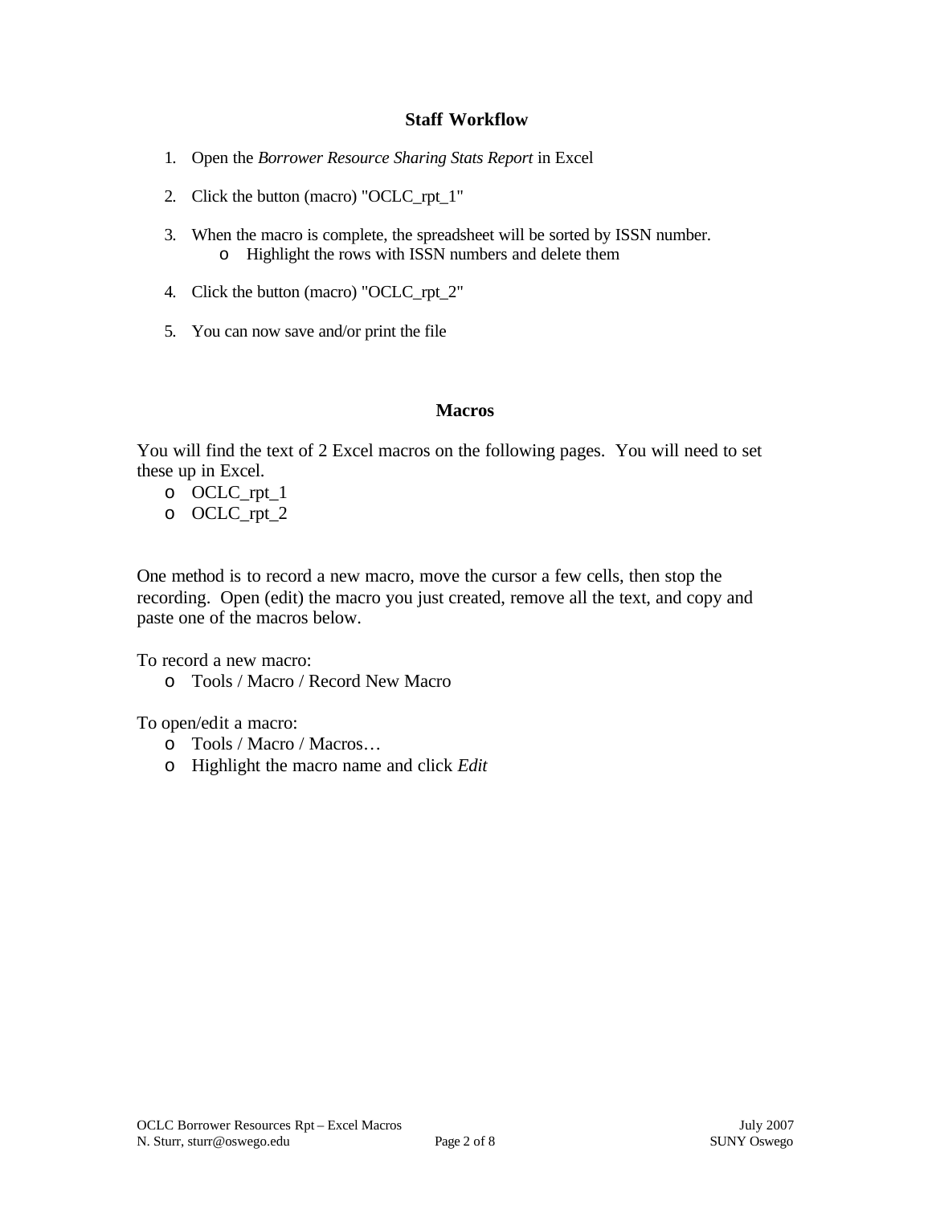## Staff Workflow

1. Open the *Borrower Resource Sharing Stats Report* in Excel

2. Click the button (macro) "OCLC_rpt_1"

3. When the macro is complete, the spreadsheet will be sorted by ISSN number.
   - Highlight the rows with ISSN numbers and delete them

4. Click the button (macro) "OCLC_rpt_2"

5. You can now save and/or print the file

## Macros

You will find the text of 2 Excel macros on the following pages. You will need to set these up in Excel.

- OCLC_rpt_1
- OCLC_rpt_2

One method is to record a new macro, move the cursor a few cells, then stop the recording. Open (edit) the macro you just created, remove all the text, and copy and paste one of the macros below.

To record a new macro:

- Tools / Macro / Record New Macro

To open/edit a macro:

- Tools / Macro / Macros…
- Highlight the macro name and click *Edit*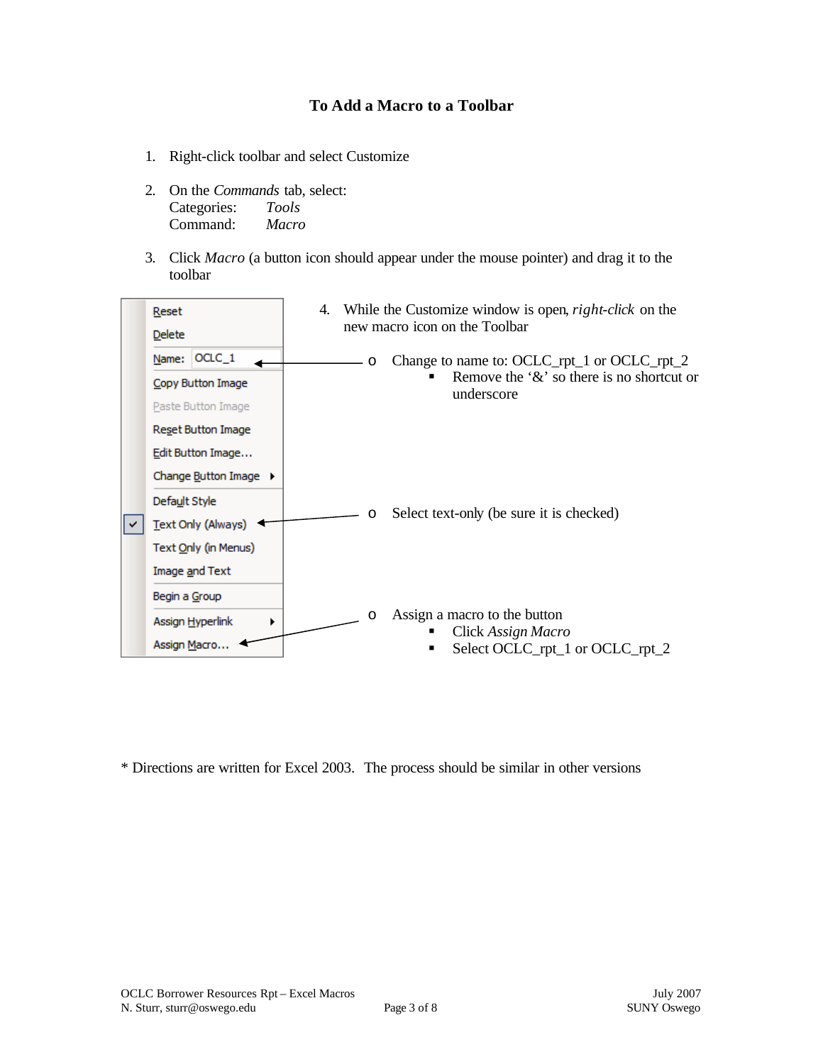# To Add a Macro to a Toolbar

1. Right-click toolbar and select Customize

2. On the *Commands* tab, select:
   Categories: *Tools*
   Command: *Macro*

3. Click *Macro* (a button icon should appear under the mouse pointer) and drag it to the toolbar

4. While the Customize window is open, *right-click* on the new macro icon on the Toolbar
   - Change to name to: OCLC_rpt_1 or OCLC_rpt_2
     - Remove the '&' so there is no shortcut or underscore
   - Select text-only (be sure it is checked)
   - Assign a macro to the button
     - Click *Assign Macro*
     - Select OCLC_rpt_1 or OCLC_rpt_2

Reset
Delete
Name: OCLC_1
Copy Button Image
Paste Button Image
Reset Button Image
Edit Button Image…
Change Button Image
Default Style
Text Only (Always)
Text Only (in Menus)
Image and Text
Begin a Group
Assign Hyperlink
Assign Macro…

\* Directions are written for Excel 2003. The process should be similar in other versions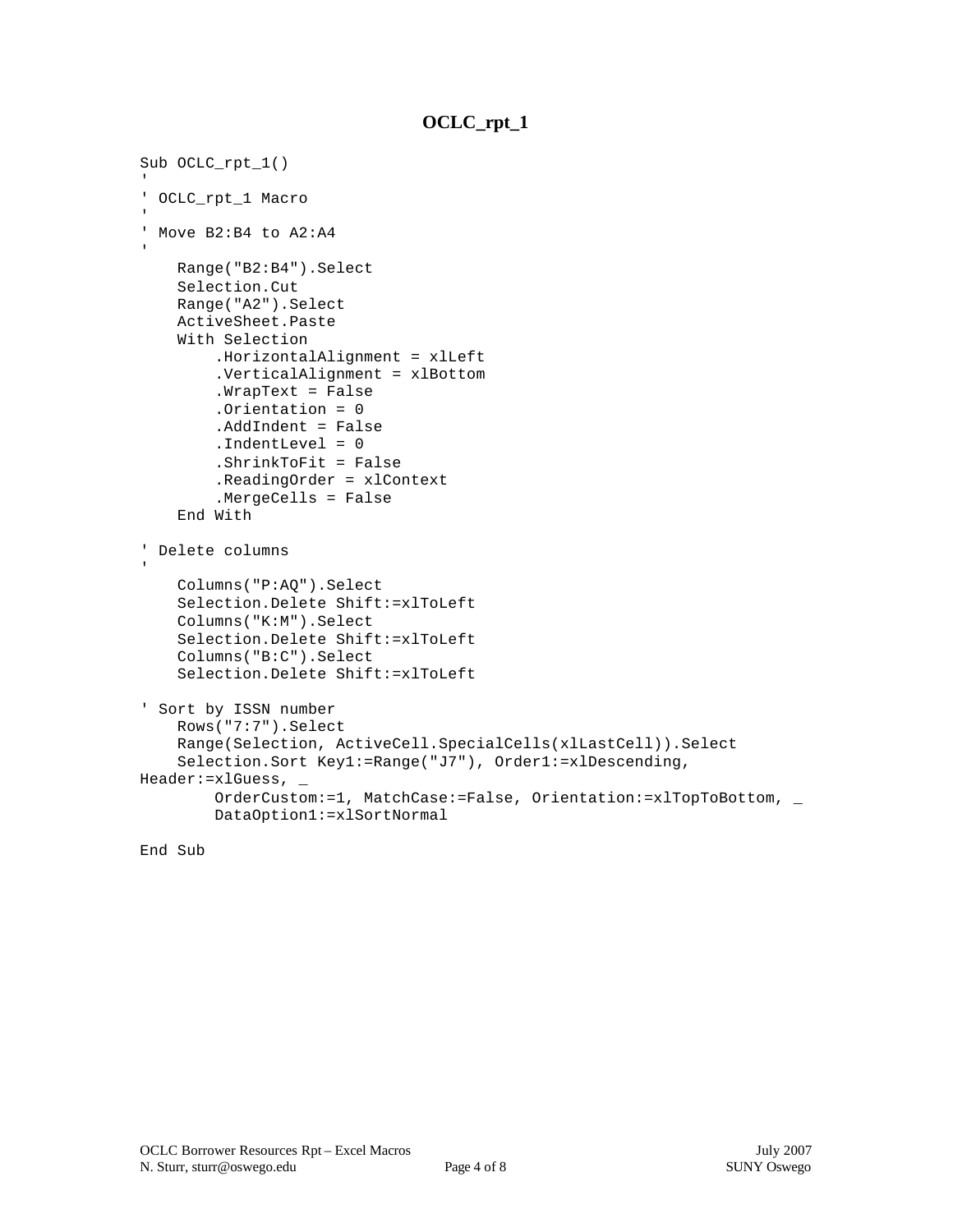# OCLC_rpt_1

```
Sub OCLC_rpt_1()
'
' OCLC_rpt_1 Macro
'
' Move B2:B4 to A2:A4
'
    Range("B2:B4").Select
    Selection.Cut
    Range("A2").Select
    ActiveSheet.Paste
    With Selection
        .HorizontalAlignment = xlLeft
        .VerticalAlignment = xlBottom
        .WrapText = False
        .Orientation = 0
        .AddIndent = False
        .IndentLevel = 0
        .ShrinkToFit = False
        .ReadingOrder = xlContext
        .MergeCells = False
    End With

' Delete columns
'
    Columns("P:AQ").Select
    Selection.Delete Shift:=xlToLeft
    Columns("K:M").Select
    Selection.Delete Shift:=xlToLeft
    Columns("B:C").Select
    Selection.Delete Shift:=xlToLeft

' Sort by ISSN number
    Rows("7:7").Select
    Range(Selection, ActiveCell.SpecialCells(xlLastCell)).Select
    Selection.Sort Key1:=Range("J7"), Order1:=xlDescending,
Header:=xlGuess, _
        OrderCustom:=1, MatchCase:=False, Orientation:=xlTopToBottom, _
        DataOption1:=xlSortNormal

End Sub
```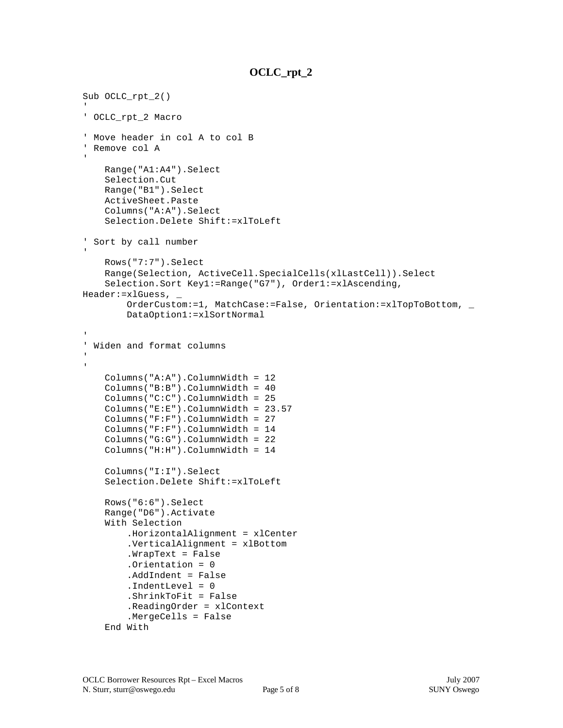# OCLC_rpt_2

```
Sub OCLC_rpt_2()
'
' OCLC_rpt_2 Macro

' Move header in col A to col B
' Remove col A
'
    Range("A1:A4").Select
    Selection.Cut
    Range("B1").Select
    ActiveSheet.Paste
    Columns("A:A").Select
    Selection.Delete Shift:=xlToLeft

' Sort by call number
'
    Rows("7:7").Select
    Range(Selection, ActiveCell.SpecialCells(xlLastCell)).Select
    Selection.Sort Key1:=Range("G7"), Order1:=xlAscending,
Header:=xlGuess, _
        OrderCustom:=1, MatchCase:=False, Orientation:=xlTopToBottom, _
        DataOption1:=xlSortNormal

'
' Widen and format columns
'
'
    Columns("A:A").ColumnWidth = 12
    Columns("B:B").ColumnWidth = 40
    Columns("C:C").ColumnWidth = 25
    Columns("E:E").ColumnWidth = 23.57
    Columns("F:F").ColumnWidth = 27
    Columns("F:F").ColumnWidth = 14
    Columns("G:G").ColumnWidth = 22
    Columns("H:H").ColumnWidth = 14

    Columns("I:I").Select
    Selection.Delete Shift:=xlToLeft

    Rows("6:6").Select
    Range("D6").Activate
    With Selection
        .HorizontalAlignment = xlCenter
        .VerticalAlignment = xlBottom
        .WrapText = False
        .Orientation = 0
        .AddIndent = False
        .IndentLevel = 0
        .ShrinkToFit = False
        .ReadingOrder = xlContext
        .MergeCells = False
    End With
```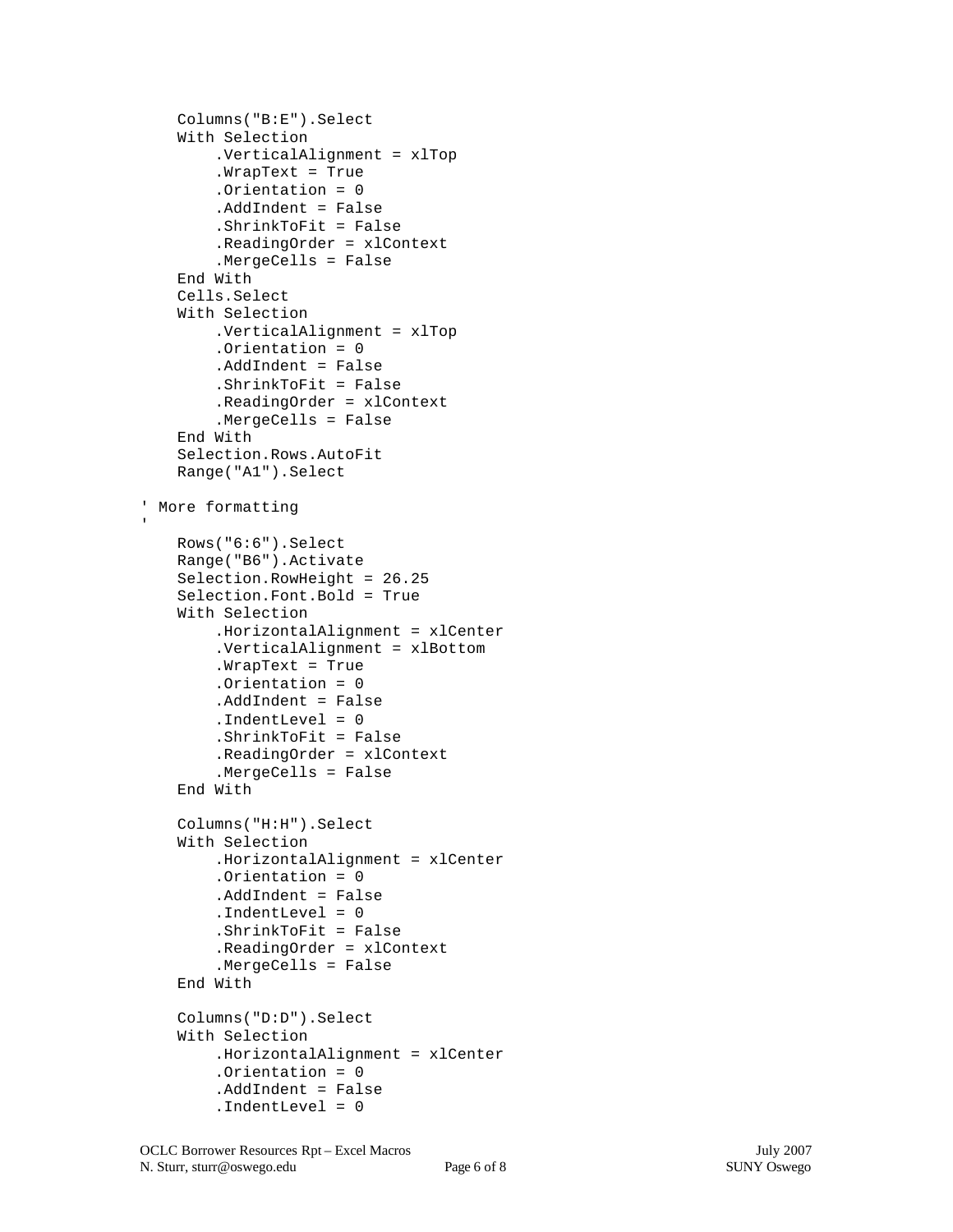```
    Columns("B:E").Select
    With Selection
        .VerticalAlignment = xlTop
        .WrapText = True
        .Orientation = 0
        .AddIndent = False
        .ShrinkToFit = False
        .ReadingOrder = xlContext
        .MergeCells = False
    End With
    Cells.Select
    With Selection
        .VerticalAlignment = xlTop
        .Orientation = 0
        .AddIndent = False
        .ShrinkToFit = False
        .ReadingOrder = xlContext
        .MergeCells = False
    End With
    Selection.Rows.AutoFit
    Range("A1").Select

' More formatting
'
    Rows("6:6").Select
    Range("B6").Activate
    Selection.RowHeight = 26.25
    Selection.Font.Bold = True
    With Selection
        .HorizontalAlignment = xlCenter
        .VerticalAlignment = xlBottom
        .WrapText = True
        .Orientation = 0
        .AddIndent = False
        .IndentLevel = 0
        .ShrinkToFit = False
        .ReadingOrder = xlContext
        .MergeCells = False
    End With

    Columns("H:H").Select
    With Selection
        .HorizontalAlignment = xlCenter
        .Orientation = 0
        .AddIndent = False
        .IndentLevel = 0
        .ShrinkToFit = False
        .ReadingOrder = xlContext
        .MergeCells = False
    End With

    Columns("D:D").Select
    With Selection
        .HorizontalAlignment = xlCenter
        .Orientation = 0
        .AddIndent = False
        .IndentLevel = 0
```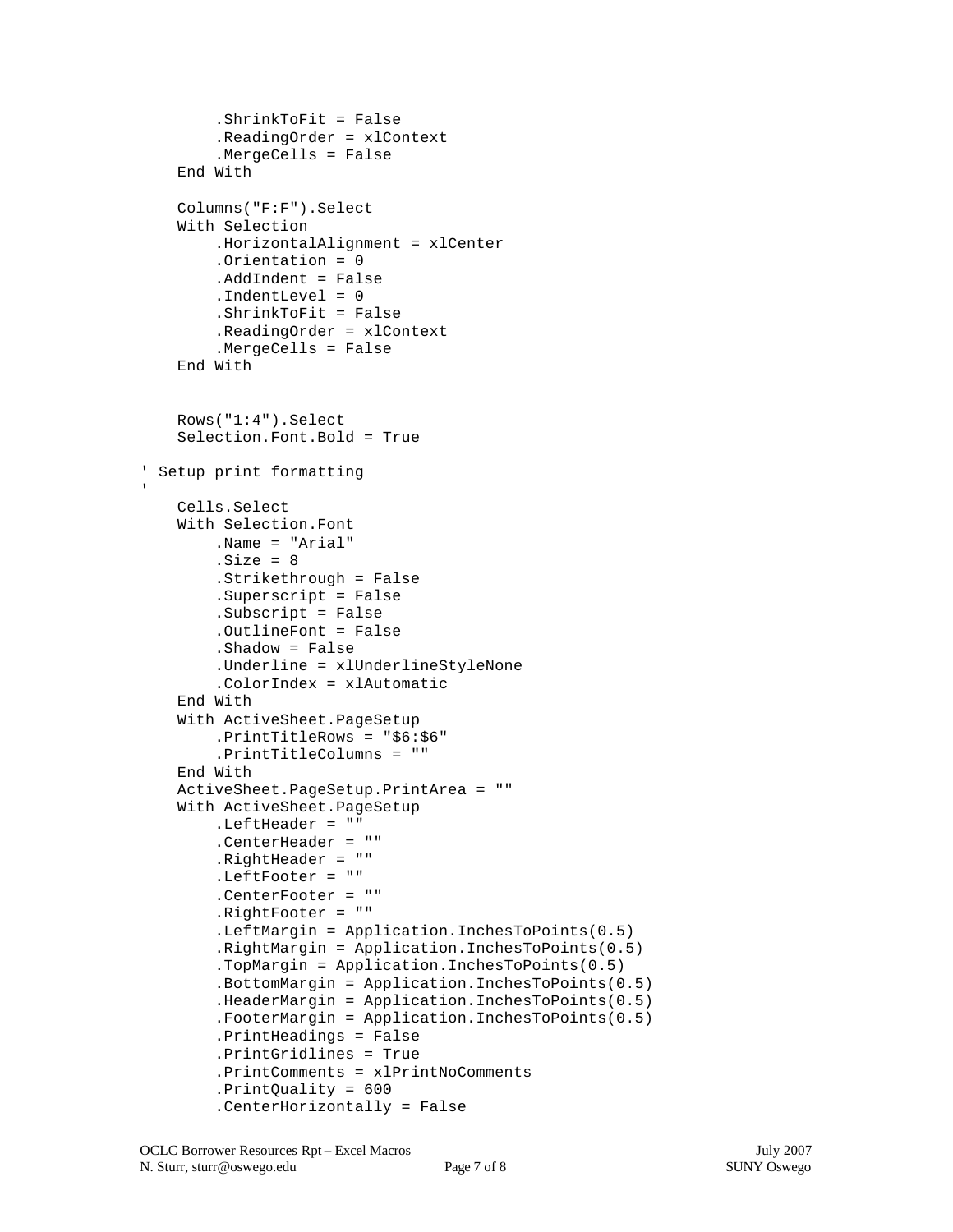```
        .ShrinkToFit = False
        .ReadingOrder = xlContext
        .MergeCells = False
    End With

    Columns("F:F").Select
    With Selection
        .HorizontalAlignment = xlCenter
        .Orientation = 0
        .AddIndent = False
        .IndentLevel = 0
        .ShrinkToFit = False
        .ReadingOrder = xlContext
        .MergeCells = False
    End With


    Rows("1:4").Select
    Selection.Font.Bold = True

' Setup print formatting
'
    Cells.Select
    With Selection.Font
        .Name = "Arial"
        .Size = 8
        .Strikethrough = False
        .Superscript = False
        .Subscript = False
        .OutlineFont = False
        .Shadow = False
        .Underline = xlUnderlineStyleNone
        .ColorIndex = xlAutomatic
    End With
    With ActiveSheet.PageSetup
        .PrintTitleRows = "$6:$6"
        .PrintTitleColumns = ""
    End With
    ActiveSheet.PageSetup.PrintArea = ""
    With ActiveSheet.PageSetup
        .LeftHeader = ""
        .CenterHeader = ""
        .RightHeader = ""
        .LeftFooter = ""
        .CenterFooter = ""
        .RightFooter = ""
        .LeftMargin = Application.InchesToPoints(0.5)
        .RightMargin = Application.InchesToPoints(0.5)
        .TopMargin = Application.InchesToPoints(0.5)
        .BottomMargin = Application.InchesToPoints(0.5)
        .HeaderMargin = Application.InchesToPoints(0.5)
        .FooterMargin = Application.InchesToPoints(0.5)
        .PrintHeadings = False
        .PrintGridlines = True
        .PrintComments = xlPrintNoComments
        .PrintQuality = 600
        .CenterHorizontally = False
```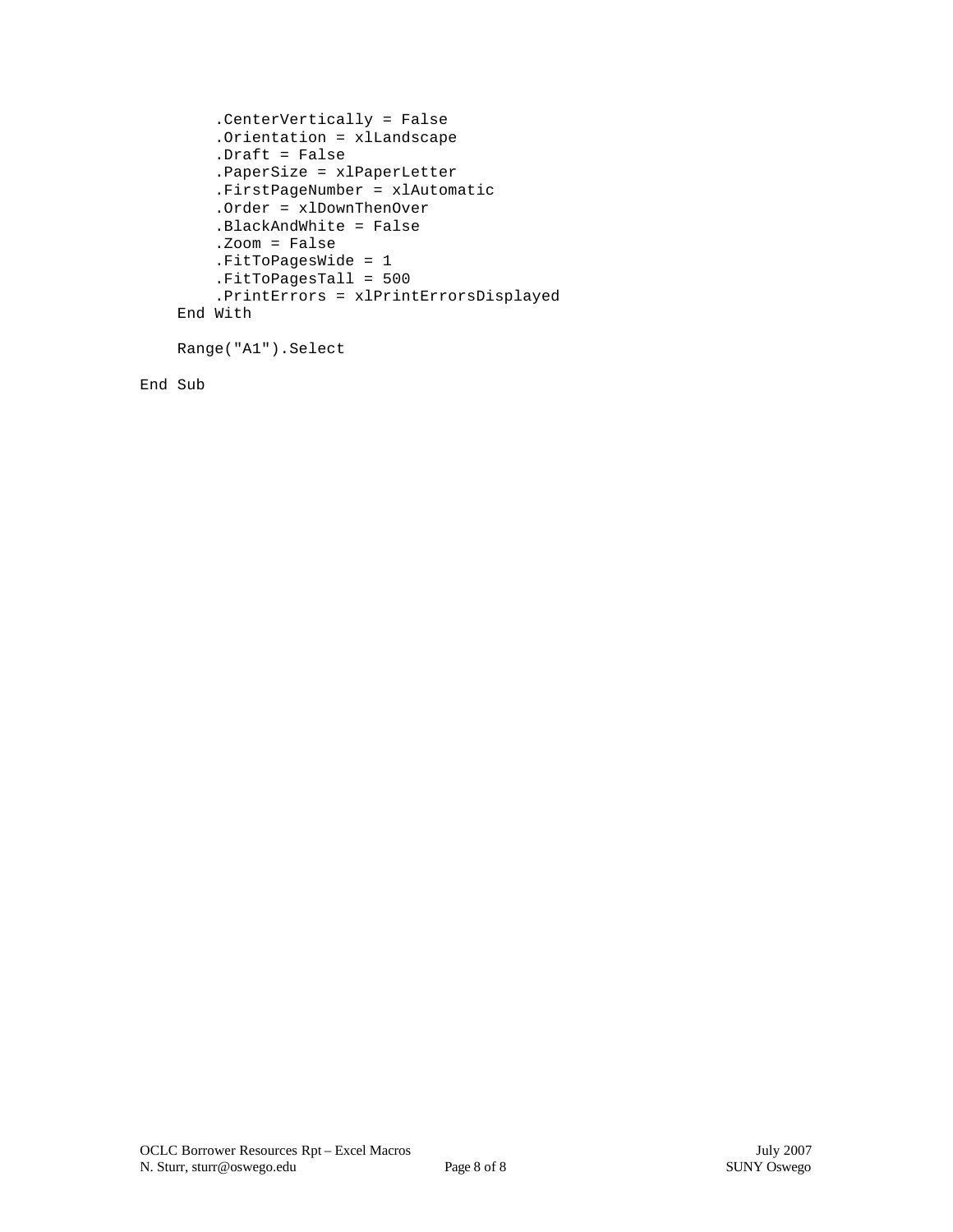```
        .CenterVertically = False
        .Orientation = xlLandscape
        .Draft = False
        .PaperSize = xlPaperLetter
        .FirstPageNumber = xlAutomatic
        .Order = xlDownThenOver
        .BlackAndWhite = False
        .Zoom = False
        .FitToPagesWide = 1
        .FitToPagesTall = 500
        .PrintErrors = xlPrintErrorsDisplayed
    End With

    Range("A1").Select

End Sub
```